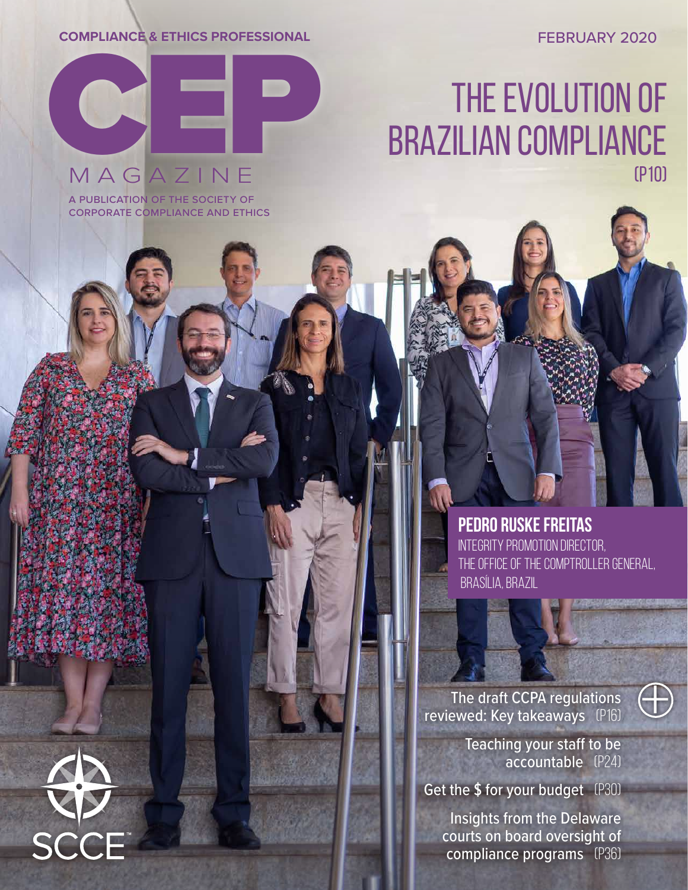COMPLIANCE & ETHICS PROFESSIONAL

FEBRUARY 2020

# CEP MAGAZINE

A PUBLICATION OF THE SOCIETY OF CORPORATE COMPLIANCE AND ETHICS

## THE EVOLUTION OF BRAZILIAN COMPLIANCE (P10)

**PEDRO RUSKE FREITAS**
INTEGRITY PROMOTION DIRECTOR,
THE OFFICE OF THE COMPTROLLER GENERAL,
BRASÍLIA, BRAZIL

The draft CCPA regulations reviewed: Key takeaways (P16)

Teaching your staff to be accountable (P24)

Get the $ for your budget (P30)

Insights from the Delaware courts on board oversight of compliance programs (P36)

SCCE™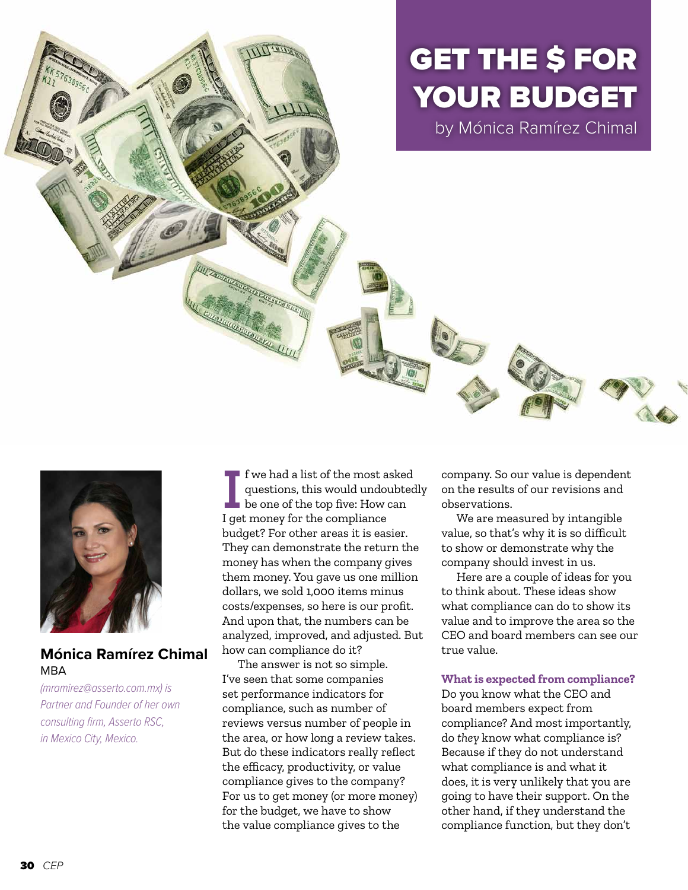# GET THE $ FOR YOUR BUDGET

by Mónica Ramírez Chimal

**Mónica Ramírez Chimal**
MBA

*(mramirez@asserto.com.mx) is Partner and Founder of her own consulting firm, Asserto RSC, in Mexico City, Mexico.*

If we had a list of the most asked questions, this would undoubtedly be one of the top five: How can I get money for the compliance budget? For other areas it is easier. They can demonstrate the return the money has when the company gives them money. You gave us one million dollars, we sold 1,000 items minus costs/expenses, so here is our profit. And upon that, the numbers can be analyzed, improved, and adjusted. But how can compliance do it?

The answer is not so simple. I've seen that some companies set performance indicators for compliance, such as number of reviews versus number of people in the area, or how long a review takes. But do these indicators really reflect the efficacy, productivity, or value compliance gives to the company? For us to get money (or more money) for the budget, we have to show the value compliance gives to the company. So our value is dependent on the results of our revisions and observations.

We are measured by intangible value, so that's why it is so difficult to show or demonstrate why the company should invest in us.

Here are a couple of ideas for you to think about. These ideas show what compliance can do to show its value and to improve the area so the CEO and board members can see our true value.

### What is expected from compliance?

Do you know what the CEO and board members expect from compliance? And most importantly, do *they* know what compliance is? Because if they do not understand what compliance is and what it does, it is very unlikely that you are going to have their support. On the other hand, if they understand the compliance function, but they don't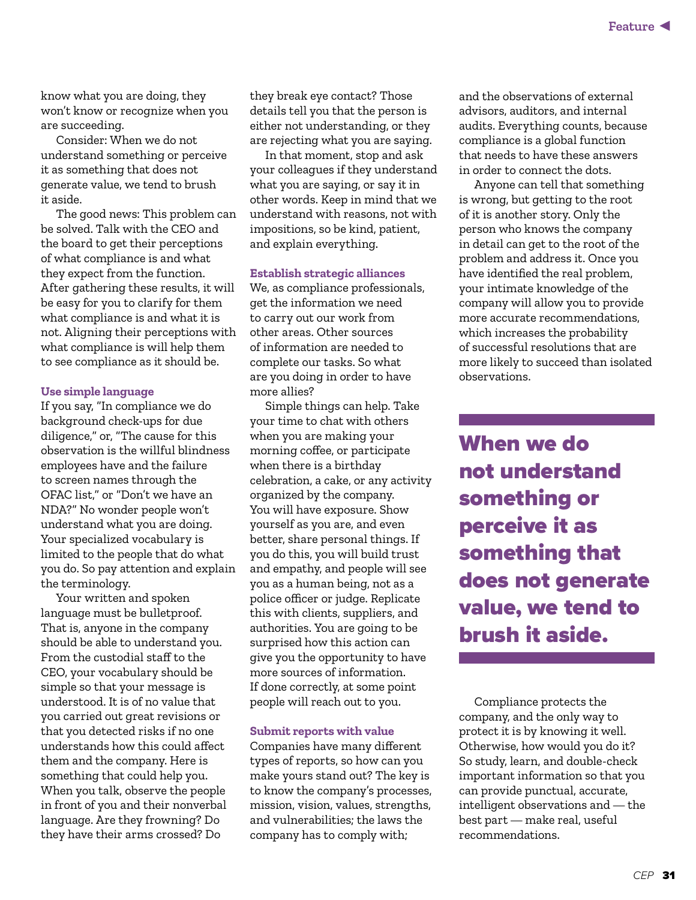know what you are doing, they won't know or recognize when you are succeeding.

Consider: When we do not understand something or perceive it as something that does not generate value, we tend to brush it aside.

The good news: This problem can be solved. Talk with the CEO and the board to get their perceptions of what compliance is and what they expect from the function. After gathering these results, it will be easy for you to clarify for them what compliance is and what it is not. Aligning their perceptions with what compliance is will help them to see compliance as it should be.

### Use simple language

If you say, "In compliance we do background check-ups for due diligence," or, "The cause for this observation is the willful blindness employees have and the failure to screen names through the OFAC list," or "Don't we have an NDA?" No wonder people won't understand what you are doing. Your specialized vocabulary is limited to the people that do what you do. So pay attention and explain the terminology.

Your written and spoken language must be bulletproof. That is, anyone in the company should be able to understand you. From the custodial staff to the CEO, your vocabulary should be simple so that your message is understood. It is of no value that you carried out great revisions or that you detected risks if no one understands how this could affect them and the company. Here is something that could help you. When you talk, observe the people in front of you and their nonverbal language. Are they frowning? Do they have their arms crossed? Do they break eye contact? Those details tell you that the person is either not understanding, or they are rejecting what you are saying.

In that moment, stop and ask your colleagues if they understand what you are saying, or say it in other words. Keep in mind that we understand with reasons, not with impositions, so be kind, patient, and explain everything.

### Establish strategic alliances

We, as compliance professionals, get the information we need to carry out our work from other areas. Other sources of information are needed to complete our tasks. So what are you doing in order to have more allies?

Simple things can help. Take your time to chat with others when you are making your morning coffee, or participate when there is a birthday celebration, a cake, or any activity organized by the company. You will have exposure. Show yourself as you are, and even better, share personal things. If you do this, you will build trust and empathy, and people will see you as a human being, not as a police officer or judge. Replicate this with clients, suppliers, and authorities. You are going to be surprised how this action can give you the opportunity to have more sources of information. If done correctly, at some point people will reach out to you.

### Submit reports with value

Companies have many different types of reports, so how can you make yours stand out? The key is to know the company's processes, mission, vision, values, strengths, and vulnerabilities; the laws the company has to comply with; and the observations of external advisors, auditors, and internal audits. Everything counts, because compliance is a global function that needs to have these answers in order to connect the dots.

Anyone can tell that something is wrong, but getting to the root of it is another story. Only the person who knows the company in detail can get to the root of the problem and address it. Once you have identified the real problem, your intimate knowledge of the company will allow you to provide more accurate recommendations, which increases the probability of successful resolutions that are more likely to succeed than isolated observations.

**When we do not understand something or perceive it as something that does not generate value, we tend to brush it aside.**

Compliance protects the company, and the only way to protect it is by knowing it well. Otherwise, how would you do it? So study, learn, and double-check important information so that you can provide punctual, accurate, intelligent observations and — the best part — make real, useful recommendations.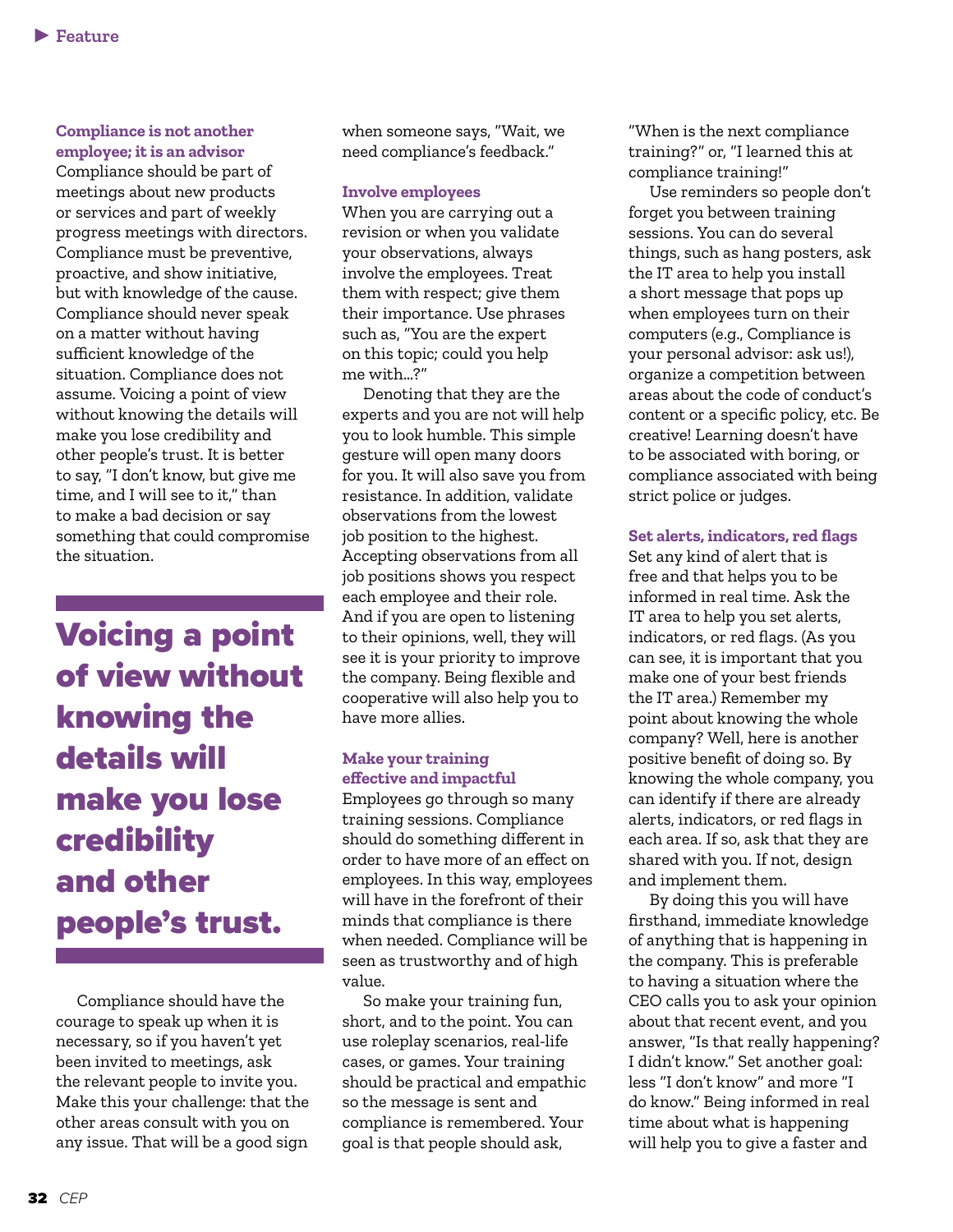## Compliance is not another employee; it is an advisor

Compliance should be part of meetings about new products or services and part of weekly progress meetings with directors. Compliance must be preventive, proactive, and show initiative, but with knowledge of the cause. Compliance should never speak on a matter without having sufficient knowledge of the situation. Compliance does not assume. Voicing a point of view without knowing the details will make you lose credibility and other people's trust. It is better to say, "I don't know, but give me time, and I will see to it," than to make a bad decision or say something that could compromise the situation.

> **Voicing a point of view without knowing the details will make you lose credibility and other people's trust.**

Compliance should have the courage to speak up when it is necessary, so if you haven't yet been invited to meetings, ask the relevant people to invite you. Make this your challenge: that the other areas consult with you on any issue. That will be a good sign when someone says, "Wait, we need compliance's feedback."

## Involve employees

When you are carrying out a revision or when you validate your observations, always involve the employees. Treat them with respect; give them their importance. Use phrases such as, "You are the expert on this topic; could you help me with...?"

Denoting that they are the experts and you are not will help you to look humble. This simple gesture will open many doors for you. It will also save you from resistance. In addition, validate observations from the lowest job position to the highest. Accepting observations from all job positions shows you respect each employee and their role. And if you are open to listening to their opinions, well, they will see it is your priority to improve the company. Being flexible and cooperative will also help you to have more allies.

## Make your training effective and impactful

Employees go through so many training sessions. Compliance should do something different in order to have more of an effect on employees. In this way, employees will have in the forefront of their minds that compliance is there when needed. Compliance will be seen as trustworthy and of high value.

So make your training fun, short, and to the point. You can use roleplay scenarios, real-life cases, or games. Your training should be practical and empathic so the message is sent and compliance is remembered. Your goal is that people should ask, "When is the next compliance training?" or, "I learned this at compliance training!"

Use reminders so people don't forget you between training sessions. You can do several things, such as hang posters, ask the IT area to help you install a short message that pops up when employees turn on their computers (e.g., Compliance is your personal advisor: ask us!), organize a competition between areas about the code of conduct's content or a specific policy, etc. Be creative! Learning doesn't have to be associated with boring, or compliance associated with being strict police or judges.

## Set alerts, indicators, red flags

Set any kind of alert that is free and that helps you to be informed in real time. Ask the IT area to help you set alerts, indicators, or red flags. (As you can see, it is important that you make one of your best friends the IT area.) Remember my point about knowing the whole company? Well, here is another positive benefit of doing so. By knowing the whole company, you can identify if there are already alerts, indicators, or red flags in each area. If so, ask that they are shared with you. If not, design and implement them.

By doing this you will have firsthand, immediate knowledge of anything that is happening in the company. This is preferable to having a situation where the CEO calls you to ask your opinion about that recent event, and you answer, "Is that really happening? I didn't know." Set another goal: less "I don't know" and more "I do know." Being informed in real time about what is happening will help you to give a faster and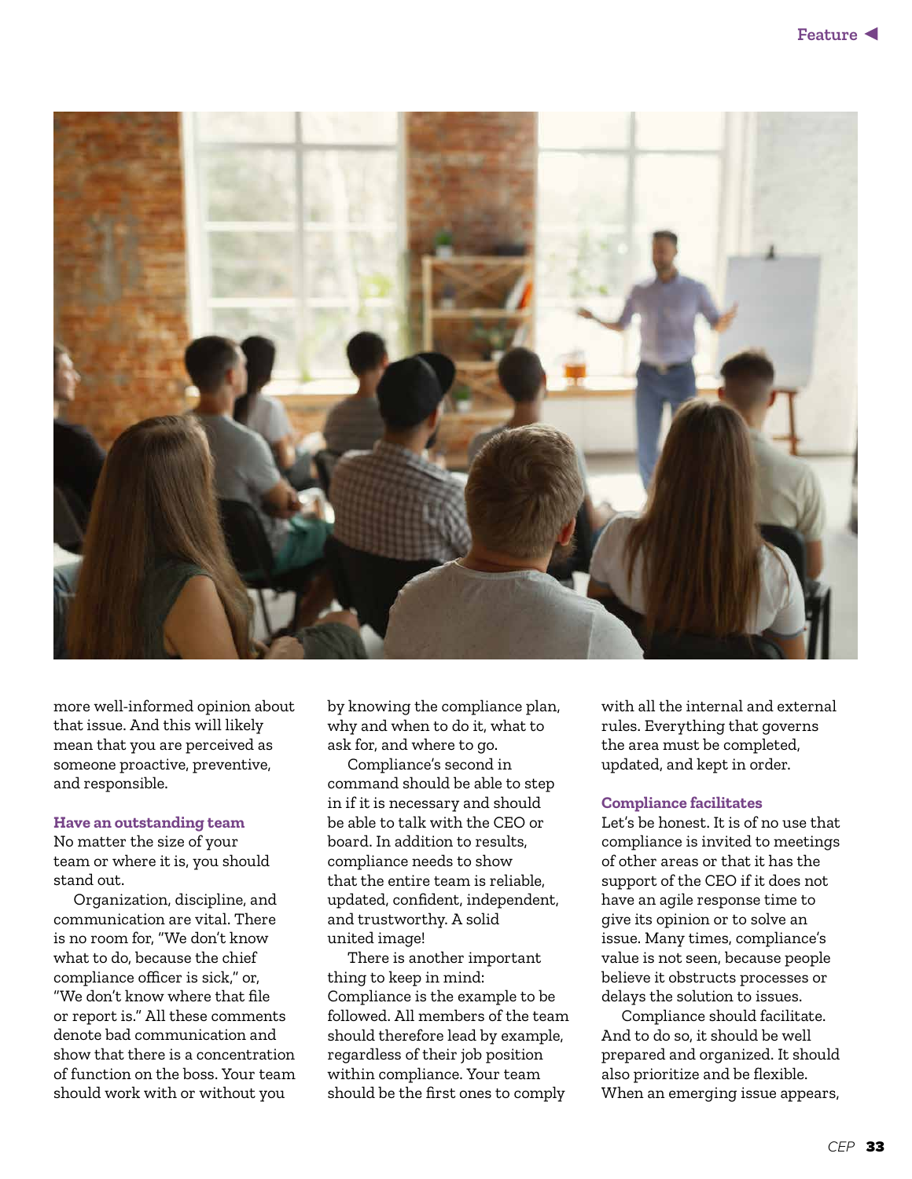more well-informed opinion about that issue. And this will likely mean that you are perceived as someone proactive, preventive, and responsible.

### Have an outstanding team

No matter the size of your team or where it is, you should stand out.

Organization, discipline, and communication are vital. There is no room for, "We don't know what to do, because the chief compliance officer is sick," or, "We don't know where that file or report is." All these comments denote bad communication and show that there is a concentration of function on the boss. Your team should work with or without you by knowing the compliance plan, why and when to do it, what to ask for, and where to go.

Compliance's second in command should be able to step in if it is necessary and should be able to talk with the CEO or board. In addition to results, compliance needs to show that the entire team is reliable, updated, confident, independent, and trustworthy. A solid united image!

There is another important thing to keep in mind: Compliance is the example to be followed. All members of the team should therefore lead by example, regardless of their job position within compliance. Your team should be the first ones to comply with all the internal and external rules. Everything that governs the area must be completed, updated, and kept in order.

### Compliance facilitates

Let's be honest. It is of no use that compliance is invited to meetings of other areas or that it has the support of the CEO if it does not have an agile response time to give its opinion or to solve an issue. Many times, compliance's value is not seen, because people believe it obstructs processes or delays the solution to issues.

Compliance should facilitate. And to do so, it should be well prepared and organized. It should also prioritize and be flexible. When an emerging issue appears,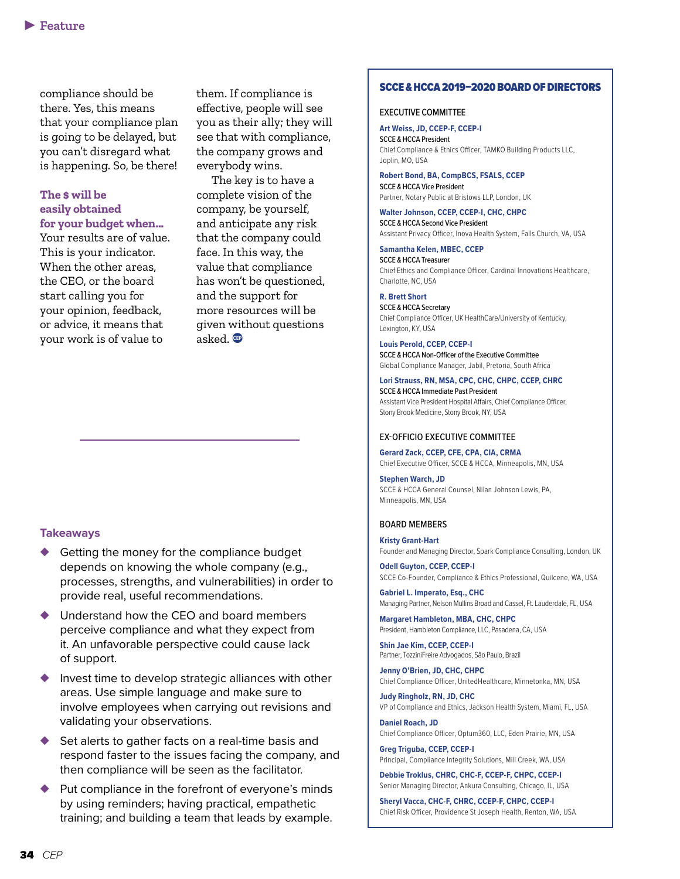compliance should be there. Yes, this means that your compliance plan is going to be delayed, but you can't disregard what is happening. So, be there!

**The $ will be easily obtained for your budget when...** Your results are of value. This is your indicator. When the other areas, the CEO, or the board start calling you for your opinion, feedback, or advice, it means that your work is of value to them. If compliance is effective, people will see you as their ally; they will see that with compliance, the company grows and everybody wins.

The key is to have a complete vision of the company, be yourself, and anticipate any risk that the company could face. In this way, the value that compliance has won't be questioned, and the support for more resources will be given without questions asked.

### Takeaways

- Getting the money for the compliance budget depends on knowing the whole company (e.g., processes, strengths, and vulnerabilities) in order to provide real, useful recommendations.
- Understand how the CEO and board members perceive compliance and what they expect from it. An unfavorable perspective could cause lack of support.
- Invest time to develop strategic alliances with other areas. Use simple language and make sure to involve employees when carrying out revisions and validating your observations.
- Set alerts to gather facts on a real-time basis and respond faster to the issues facing the company, and then compliance will be seen as the facilitator.
- Put compliance in the forefront of everyone's minds by using reminders; having practical, empathetic training; and building a team that leads by example.

## SCCE & HCCA 2019–2020 BOARD OF DIRECTORS

### EXECUTIVE COMMITTEE

**Art Weiss, JD, CCEP-F, CCEP-I**
SCCE & HCCA President
Chief Compliance & Ethics Officer, TAMKO Building Products LLC, Joplin, MO, USA

**Robert Bond, BA, CompBCS, FSALS, CCEP**
SCCE & HCCA Vice President
Partner, Notary Public at Bristows LLP, London, UK

**Walter Johnson, CCEP, CCEP-I, CHC, CHPC**
SCCE & HCCA Second Vice President
Assistant Privacy Officer, Inova Health System, Falls Church, VA, USA

**Samantha Kelen, MBEC, CCEP**
SCCE & HCCA Treasurer
Chief Ethics and Compliance Officer, Cardinal Innovations Healthcare, Charlotte, NC, USA

**R. Brett Short**
SCCE & HCCA Secretary
Chief Compliance Officer, UK HealthCare/University of Kentucky, Lexington, KY, USA

**Louis Perold, CCEP, CCEP-I**
SCCE & HCCA Non-Officer of the Executive Committee
Global Compliance Manager, Jabil, Pretoria, South Africa

**Lori Strauss, RN, MSA, CPC, CHC, CHPC, CCEP, CHRC**
SCCE & HCCA Immediate Past President
Assistant Vice President Hospital Affairs, Chief Compliance Officer, Stony Brook Medicine, Stony Brook, NY, USA

### EX-OFFICIO EXECUTIVE COMMITTEE

**Gerard Zack, CCEP, CFE, CPA, CIA, CRMA**
Chief Executive Officer, SCCE & HCCA, Minneapolis, MN, USA

**Stephen Warch, JD**
SCCE & HCCA General Counsel, Nilan Johnson Lewis, PA, Minneapolis, MN, USA

### BOARD MEMBERS

**Kristy Grant-Hart**
Founder and Managing Director, Spark Compliance Consulting, London, UK

**Odell Guyton, CCEP, CCEP-I**
SCCE Co-Founder, Compliance & Ethics Professional, Quilcene, WA, USA

**Gabriel L. Imperato, Esq., CHC**
Managing Partner, Nelson Mullins Broad and Cassel, Ft. Lauderdale, FL, USA

**Margaret Hambleton, MBA, CHC, CHPC**
President, Hambleton Compliance, LLC, Pasadena, CA, USA

**Shin Jae Kim, CCEP, CCEP-I**
Partner, TozziniFreire Advogados, São Paulo, Brazil

**Jenny O'Brien, JD, CHC, CHPC**
Chief Compliance Officer, UnitedHealthcare, Minnetonka, MN, USA

**Judy Ringholz, RN, JD, CHC**
VP of Compliance and Ethics, Jackson Health System, Miami, FL, USA

**Daniel Roach, JD**
Chief Compliance Officer, Optum360, LLC, Eden Prairie, MN, USA

**Greg Triguba, CCEP, CCEP-I**
Principal, Compliance Integrity Solutions, Mill Creek, WA, USA

**Debbie Troklus, CHRC, CHC-F, CCEP-F, CHPC, CCEP-I**
Senior Managing Director, Ankura Consulting, Chicago, IL, USA

**Sheryl Vacca, CHC-F, CHRC, CCEP-F, CHPC, CCEP-I**
Chief Risk Officer, Providence St Joseph Health, Renton, WA, USA